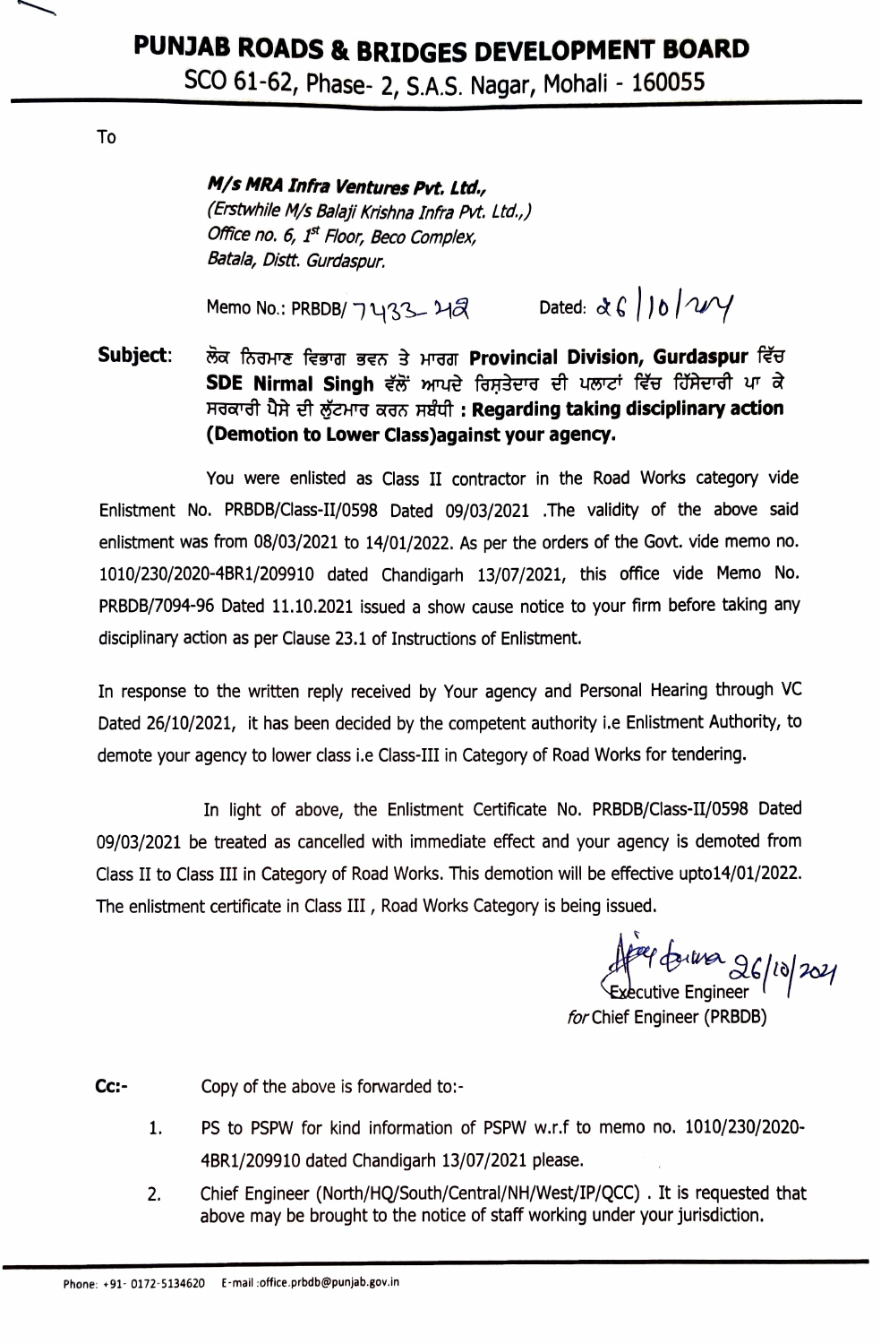# PUNJAB ROADS & BRIDGES DEVELOPMENT BOARD

SCO 61-62, Phase- 2, S.A.S. Nagar, Mohali - 160055

To

***M/s MRA Infra Ventures Pvt. Ltd.,***
*(Erstwhile M/s Balaji Krishna Infra Pvt. Ltd.,)*
*Office no. 6, 1st Floor, Beco Complex,*
*Batala, Distt. Gurdaspur.*

Memo No.: PRBDB/ 7433-42 Dated: 26/10/2021

**Subject:** ਲੋਕ ਨਿਰਮਾਣ ਵਿਭਾਗ ਭਵਨ ਤੇ ਮਾਰਗ **Provincial Division, Gurdaspur** ਵਿੱਚ **SDE Nirmal Singh** ਵੱਲੋਂ ਆਪਦੇ ਰਿਸ਼ਤੇਦਾਰ ਦੀ ਪਲਾਟਾਂ ਵਿੱਚ ਹਿੱਸੇਦਾਰੀ ਪਾ ਕੇ ਸਰਕਾਰੀ ਪੈਸੇ ਦੀ ਲੁੱਟਮਾਰ ਕਰਨ ਸਬੰਧੀ : **Regarding taking disciplinary action (Demotion to Lower Class)against your agency.**

You were enlisted as Class II contractor in the Road Works category vide Enlistment No. PRBDB/Class-II/0598 Dated 09/03/2021 .The validity of the above said enlistment was from 08/03/2021 to 14/01/2022. As per the orders of the Govt. vide memo no. 1010/230/2020-4BR1/209910 dated Chandigarh 13/07/2021, this office vide Memo No. PRBDB/7094-96 Dated 11.10.2021 issued a show cause notice to your firm before taking any disciplinary action as per Clause 23.1 of Instructions of Enlistment.

In response to the written reply received by Your agency and Personal Hearing through VC Dated 26/10/2021, it has been decided by the competent authority i.e Enlistment Authority, to demote your agency to lower class i.e Class-III in Category of Road Works for tendering.

In light of above, the Enlistment Certificate No. PRBDB/Class-II/0598 Dated 09/03/2021 be treated as cancelled with immediate effect and your agency is demoted from Class II to Class III in Category of Road Works. This demotion will be effective upto14/01/2022. The enlistment certificate in Class III , Road Works Category is being issued.

Sd/- 26/10/2021
Executive Engineer
*for* Chief Engineer (PRBDB)

**Cc:-** Copy of the above is forwarded to:-

1. PS to PSPW for kind information of PSPW w.r.f to memo no. 1010/230/2020-4BR1/209910 dated Chandigarh 13/07/2021 please.
2. Chief Engineer (North/HQ/South/Central/NH/West/IP/QCC) . It is requested that above may be brought to the notice of staff working under your jurisdiction.

Phone: +91- 0172-5134620 E-mail :office.prbdb@punjab.gov.in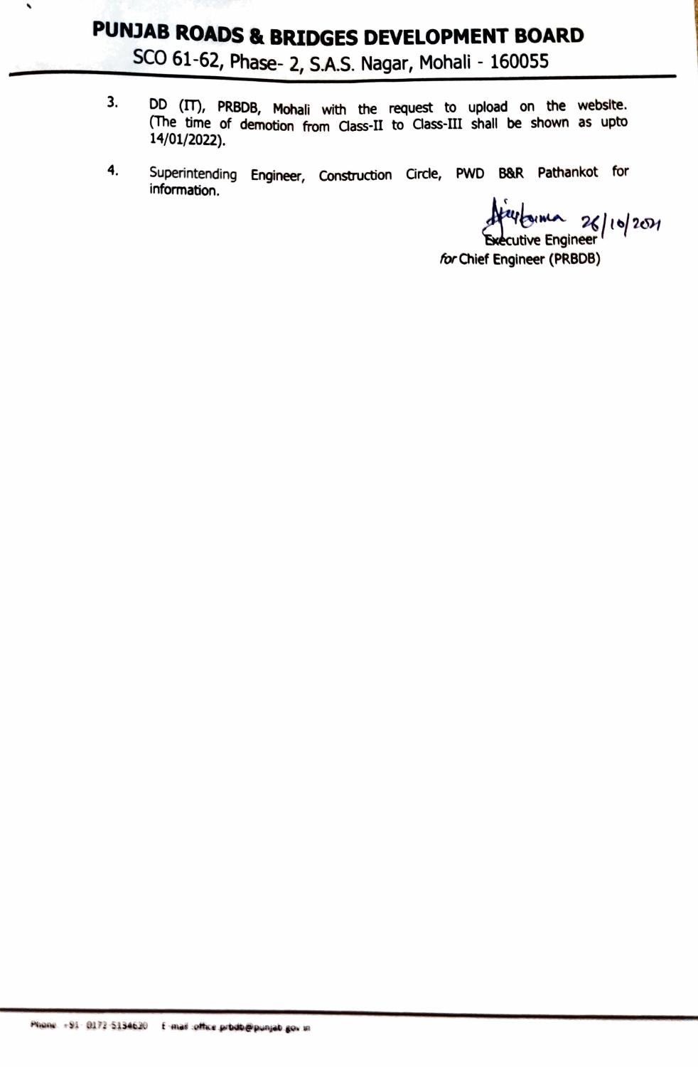3. DD (IT), PRBDB, Mohali with the request to upload on the website. (The time of demotion from Class-II to Class-III shall be shown as upto 14/01/2022).

4. Superintending Engineer, Construction Circle, PWD B&R Pathankot for information.

Sd/- 26/10/2021
Executive Engineer
*for* Chief Engineer (PRBDB)